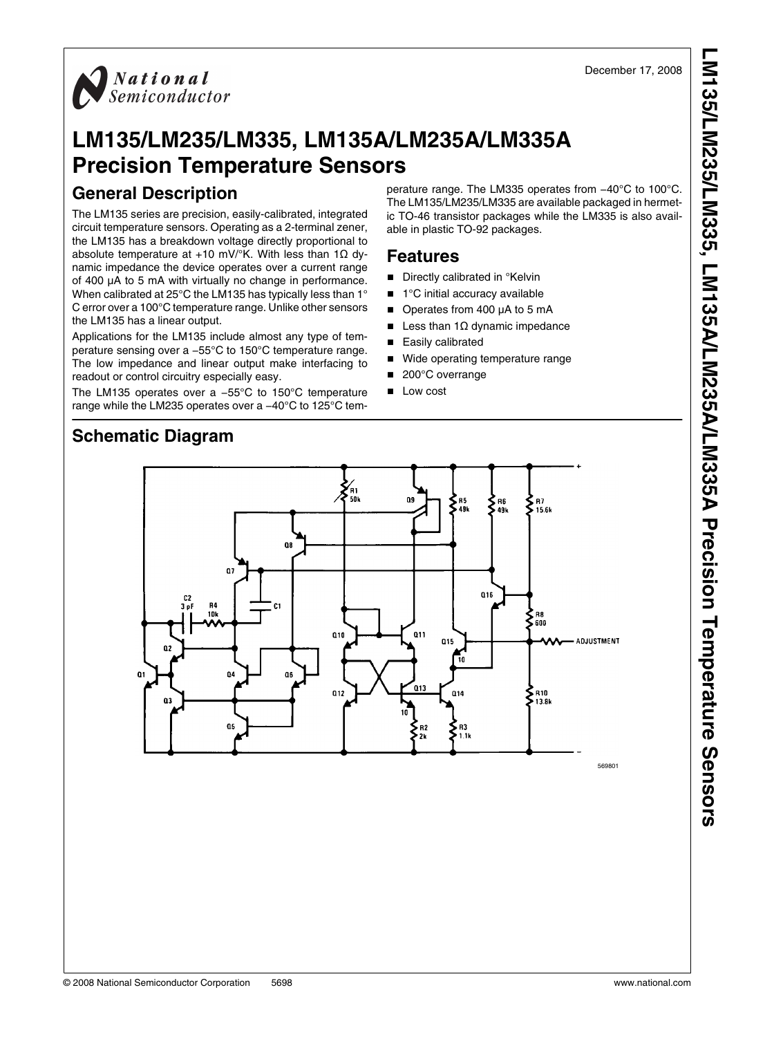December 17, 2008

# LM135/LM235/LM335, LM135A/LM235A/LM335A Precision Temperature Sensors

## General Description

The LM135 series are precision, easily-calibrated, integrated circuit temperature sensors. Operating as a 2-terminal zener, the LM135 has a breakdown voltage directly proportional to absolute temperature at +10 mV/°K. With less than 1Ω dynamic impedance the device operates over a current range of 400 µA to 5 mA with virtually no change in performance. When calibrated at 25°C the LM135 has typically less than 1°C error over a 100°C temperature range. Unlike other sensors the LM135 has a linear output.

Applications for the LM135 include almost any type of temperature sensing over a −55°C to 150°C temperature range. The low impedance and linear output make interfacing to readout or control circuitry especially easy.

The LM135 operates over a −55°C to 150°C temperature range while the LM235 operates over a −40°C to 125°C temperature range. The LM335 operates from −40°C to 100°C. The LM135/LM235/LM335 are available packaged in hermetic TO-46 transistor packages while the LM335 is also available in plastic TO-92 packages.

## Features

- Directly calibrated in °Kelvin
- 1°C initial accuracy available
- Operates from 400 µA to 5 mA
- Less than 1Ω dynamic impedance
- Easily calibrated
- Wide operating temperature range
- 200°C overrange
- Low cost

## Schematic Diagram

569801

© 2008 National Semiconductor Corporation 5698 www.national.com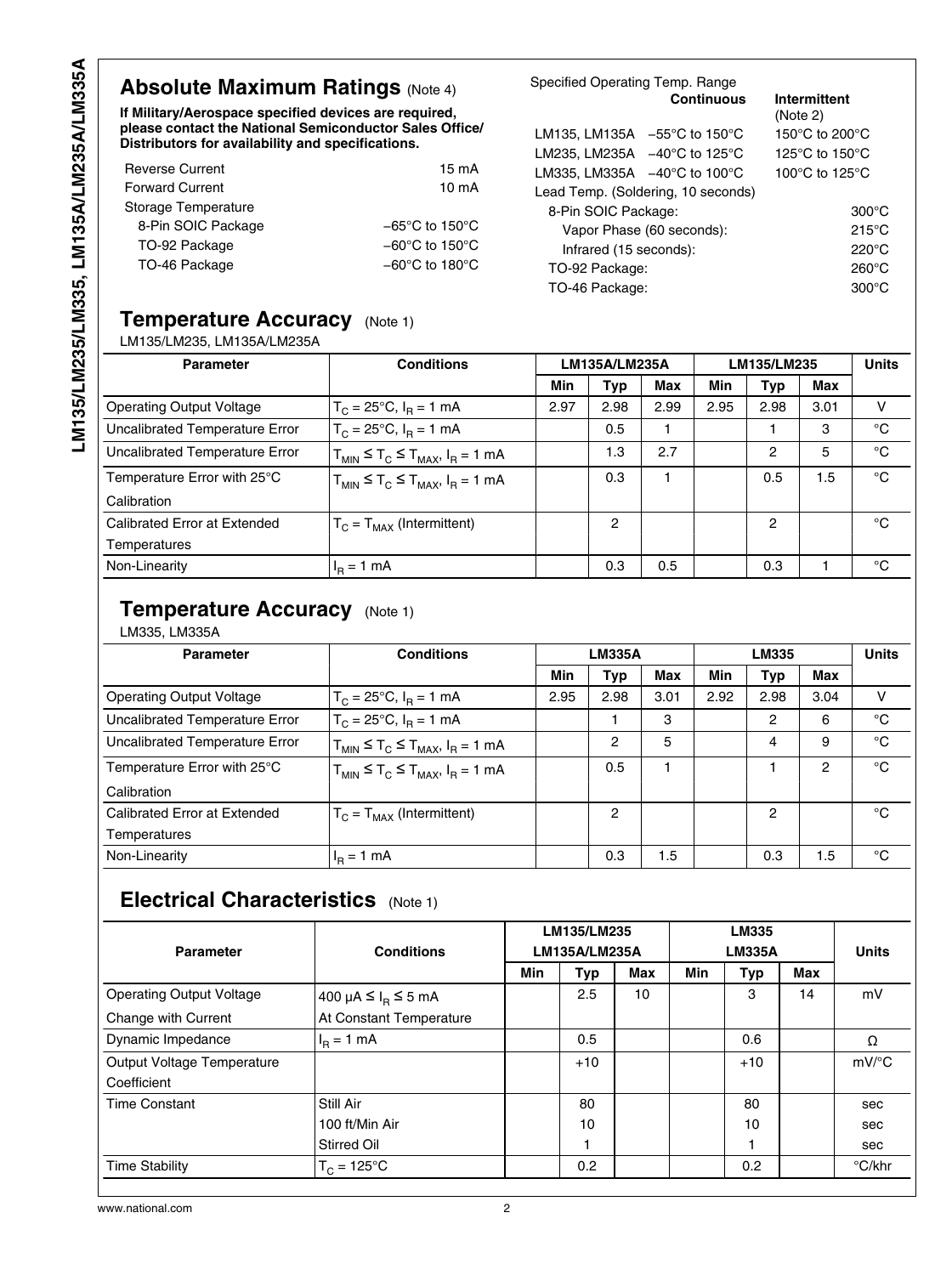## Absolute Maximum Ratings (Note 4)

**If Military/Aerospace specified devices are required, please contact the National Semiconductor Sales Office/ Distributors for availability and specifications.**

| | |
|---|---|
| Reverse Current | 15 mA |
| Forward Current | 10 mA |
| Storage Temperature | |
| 8-Pin SOIC Package | −65°C to 150°C |
| TO-92 Package | −60°C to 150°C |
| TO-46 Package | −60°C to 180°C |

Specified Operating Temp. Range

| | Continuous | Intermittent (Note 2) |
|---|---|---|
| LM135, LM135A | −55°C to 150°C | 150°C to 200°C |
| LM235, LM235A | −40°C to 125°C | 125°C to 150°C |
| LM335, LM335A | −40°C to 100°C | 100°C to 125°C |

Lead Temp. (Soldering, 10 seconds)

| | |
|---|---|
| 8-Pin SOIC Package: | 300°C |
| Vapor Phase (60 seconds): | 215°C |
| Infrared (15 seconds): | 220°C |
| TO-92 Package: | 260°C |
| TO-46 Package: | 300°C |

## Temperature Accuracy (Note 1)

LM135/LM235, LM135A/LM235A

| Parameter | Conditions | LM135A/LM235A | | | LM135/LM235 | | | Units |
|---|---|---|---|---|---|---|---|---|
| | | Min | Typ | Max | Min | Typ | Max | |
| Operating Output Voltage | $T_C = 25°C$, $I_R = 1$ mA | 2.97 | 2.98 | 2.99 | 2.95 | 2.98 | 3.01 | V |
| Uncalibrated Temperature Error | $T_C = 25°C$, $I_R = 1$ mA | | 0.5 | 1 | | 1 | 3 | °C |
| Uncalibrated Temperature Error | $T_{MIN} \le T_C \le T_{MAX}$, $I_R = 1$ mA | | 1.3 | 2.7 | | 2 | 5 | °C |
| Temperature Error with 25°C Calibration | $T_{MIN} \le T_C \le T_{MAX}$, $I_R = 1$ mA | | 0.3 | 1 | | 0.5 | 1.5 | °C |
| Calibrated Error at Extended Temperatures | $T_C = T_{MAX}$ (Intermittent) | | 2 | | | 2 | | °C |
| Non-Linearity | $I_R = 1$ mA | | 0.3 | 0.5 | | 0.3 | 1 | °C |

## Temperature Accuracy (Note 1)

LM335, LM335A

| Parameter | Conditions | LM335A | | | LM335 | | | Units |
|---|---|---|---|---|---|---|---|---|
| | | Min | Typ | Max | Min | Typ | Max | |
| Operating Output Voltage | $T_C = 25°C$, $I_R = 1$ mA | 2.95 | 2.98 | 3.01 | 2.92 | 2.98 | 3.04 | V |
| Uncalibrated Temperature Error | $T_C = 25°C$, $I_R = 1$ mA | | 1 | 3 | | 2 | 6 | °C |
| Uncalibrated Temperature Error | $T_{MIN} \le T_C \le T_{MAX}$, $I_R = 1$ mA | | 2 | 5 | | 4 | 9 | °C |
| Temperature Error with 25°C Calibration | $T_{MIN} \le T_C \le T_{MAX}$, $I_R = 1$ mA | | 0.5 | 1 | | 1 | 2 | °C |
| Calibrated Error at Extended Temperatures | $T_C = T_{MAX}$ (Intermittent) | | 2 | | | 2 | | °C |
| Non-Linearity | $I_R = 1$ mA | | 0.3 | 1.5 | | 0.3 | 1.5 | °C |

## Electrical Characteristics (Note 1)

| Parameter | Conditions | LM135/LM235 LM135A/LM235A | | | LM335 LM335A | | | Units |
|---|---|---|---|---|---|---|---|---|
| | | Min | Typ | Max | Min | Typ | Max | |
| Operating Output Voltage Change with Current | 400 μA $\le I_R \le$ 5 mA At Constant Temperature | | 2.5 | 10 | | 3 | 14 | mV |
| Dynamic Impedance | $I_R = 1$ mA | | 0.5 | | | 0.6 | | Ω |
| Output Voltage Temperature Coefficient | | | +10 | | | +10 | | mV/°C |
| Time Constant | Still Air | | 80 | | | 80 | | sec |
| | 100 ft/Min Air | | 10 | | | 10 | | sec |
| | Stirred Oil | | 1 | | | 1 | | sec |
| Time Stability | $T_C = 125°C$ | | 0.2 | | | 0.2 | | °C/khr |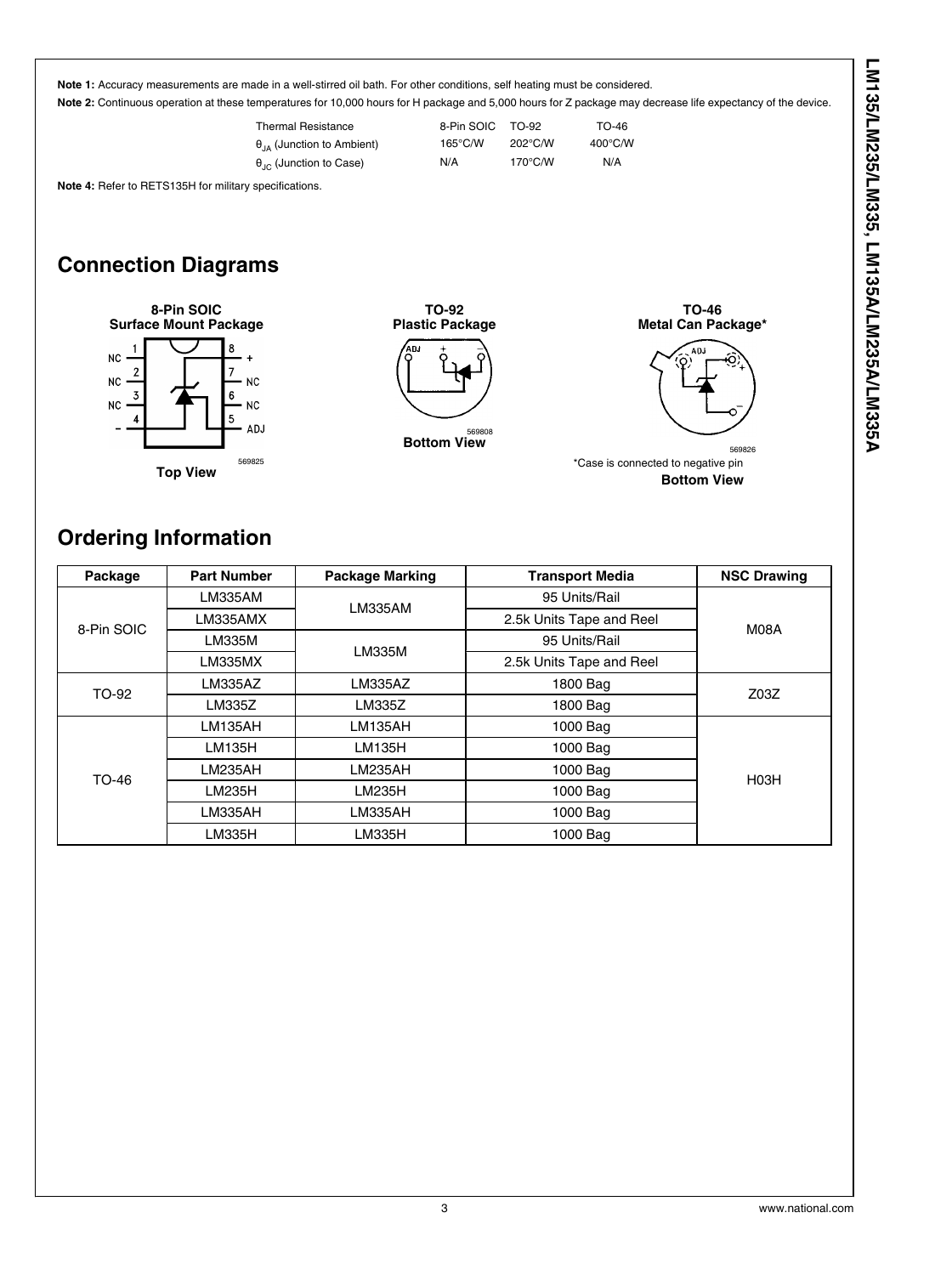**Note 1:** Accuracy measurements are made in a well-stirred oil bath. For other conditions, self heating must be considered.

**Note 2:** Continuous operation at these temperatures for 10,000 hours for H package and 5,000 hours for Z package may decrease life expectancy of the device.

| Thermal Resistance | 8-Pin SOIC | TO-92 | TO-46 |
| --- | --- | --- | --- |
| $\theta_{JA}$ (Junction to Ambient) | 165°C/W | 202°C/W | 400°C/W |
| $\theta_{JC}$ (Junction to Case) | N/A | 170°C/W | N/A |

**Note 4:** Refer to RETS135H for military specifications.

## Connection Diagrams

**8-Pin SOIC Surface Mount Package**

Pins: 1 NC, 2 NC, 3 NC, 4 −, 5 ADJ, 6 NC, 7 NC, 8 +

569825

**Top View**

**TO-92 Plastic Package**

Pins: ADJ, +, −

569808

**Bottom View**

**TO-46 Metal Can Package***

Pins: ADJ, +, −

569826

*Case is connected to negative pin

**Bottom View**

## Ordering Information

| Package | Part Number | Package Marking | Transport Media | NSC Drawing |
| --- | --- | --- | --- | --- |
| 8-Pin SOIC | LM335AM | LM335AM | 95 Units/Rail | M08A |
| | LM335AMX | | 2.5k Units Tape and Reel | |
| | LM335M | LM335M | 95 Units/Rail | |
| | LM335MX | | 2.5k Units Tape and Reel | |
| TO-92 | LM335AZ | LM335AZ | 1800 Bag | Z03Z |
| | LM335Z | LM335Z | 1800 Bag | |
| TO-46 | LM135AH | LM135AH | 1000 Bag | H03H |
| | LM135H | LM135H | 1000 Bag | |
| | LM235AH | LM235AH | 1000 Bag | |
| | LM235H | LM235H | 1000 Bag | |
| | LM335AH | LM335AH | 1000 Bag | |
| | LM335H | LM335H | 1000 Bag | |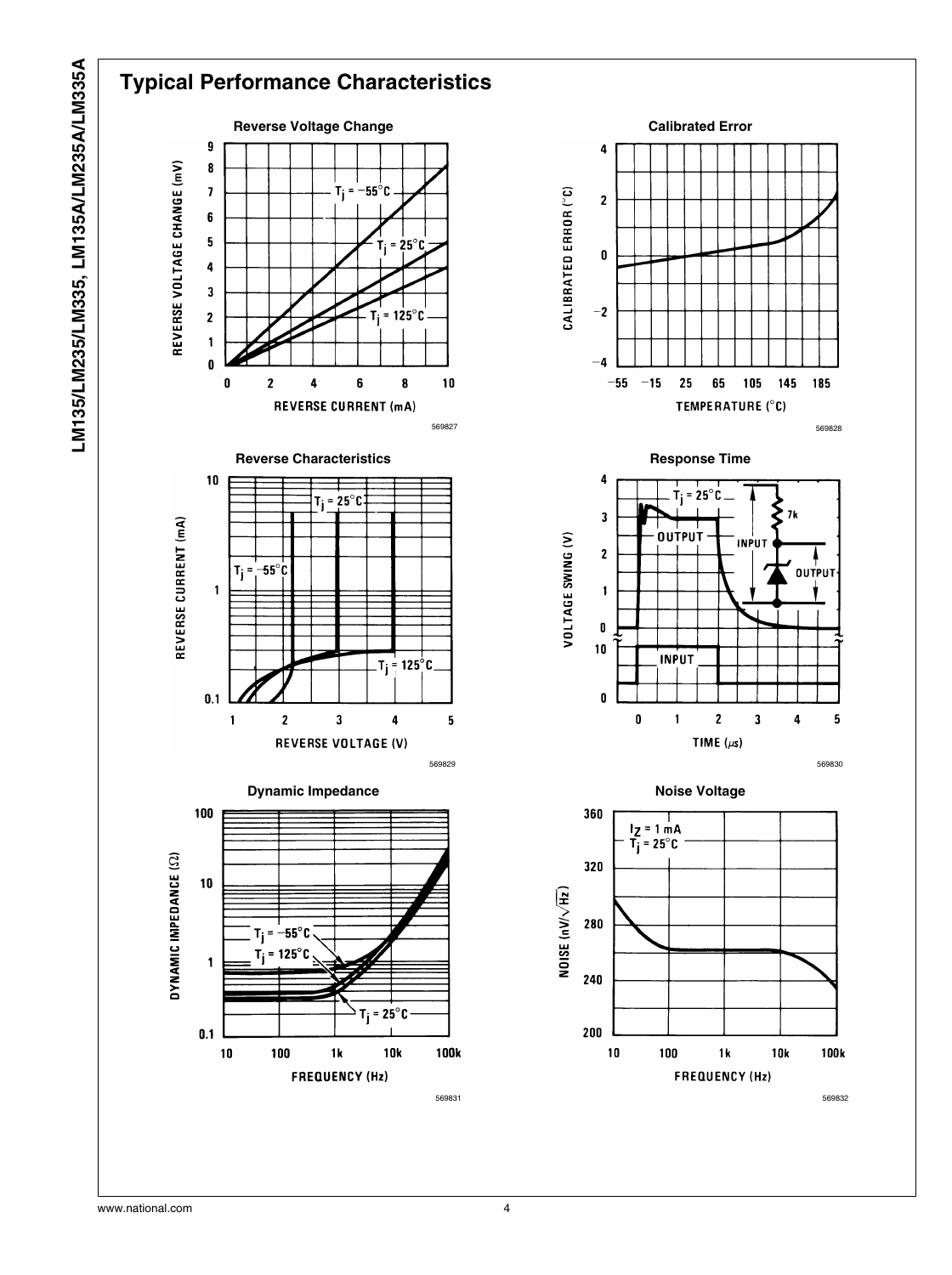## Typical Performance Characteristics

**Reverse Voltage Change**

569827

**Calibrated Error**

569828

**Reverse Characteristics**

569829

**Response Time**

569830

**Dynamic Impedance**

569831

**Noise Voltage**

569832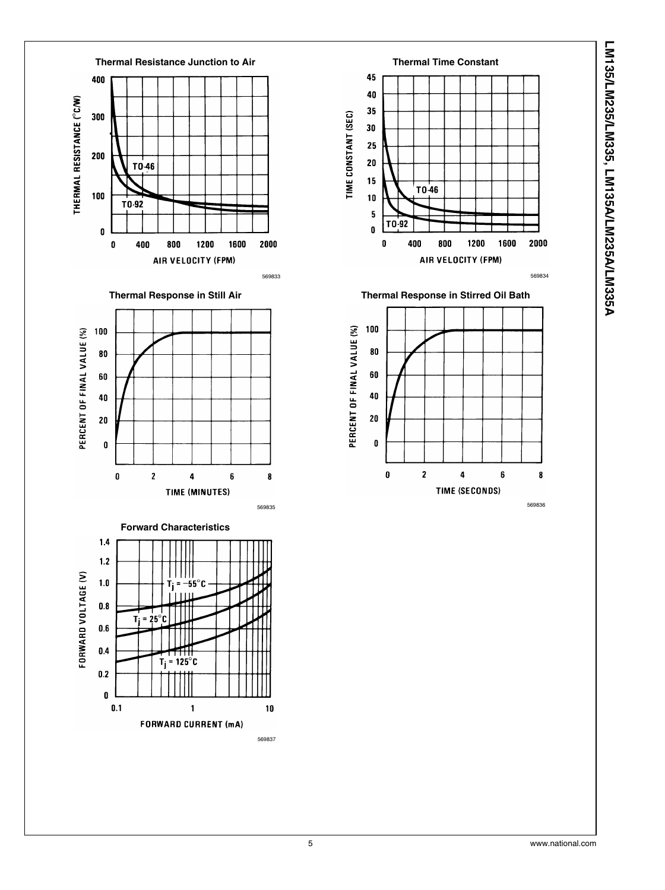**Thermal Resistance Junction to Air**

THERMAL RESISTANCE (°C/W)

AIR VELOCITY (FPM)

569833

**Thermal Time Constant**

TIME CONSTANT (SEC)

AIR VELOCITY (FPM)

569834

**Thermal Response in Still Air**

PERCENT OF FINAL VALUE (%)

TIME (MINUTES)

569835

**Thermal Response in Stirred Oil Bath**

PERCENT OF FINAL VALUE (%)

TIME (SECONDS)

569836

**Forward Characteristics**

FORWARD VOLTAGE (V)

FORWARD CURRENT (mA)

569837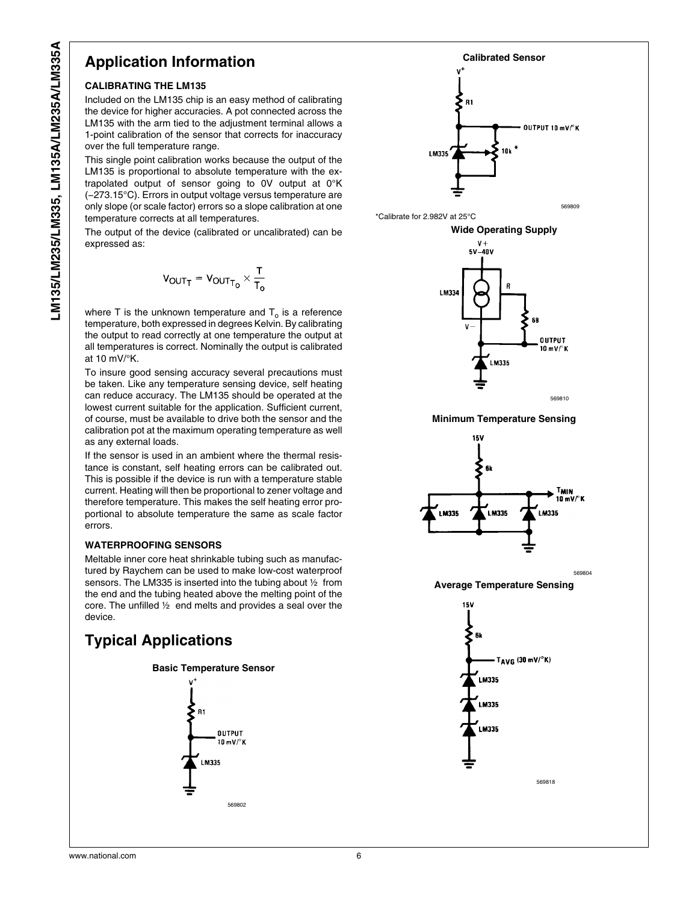## Application Information

### CALIBRATING THE LM135

Included on the LM135 chip is an easy method of calibrating the device for higher accuracies. A pot connected across the LM135 with the arm tied to the adjustment terminal allows a 1-point calibration of the sensor that corrects for inaccuracy over the full temperature range.

This single point calibration works because the output of the LM135 is proportional to absolute temperature with the extrapolated output of sensor going to 0V output at 0°K (−273.15°C). Errors in output voltage versus temperature are only slope (or scale factor) errors so a slope calibration at one temperature corrects at all temperatures.

The output of the device (calibrated or uncalibrated) can be expressed as:

$$V_{OUT_T} = V_{OUT_{T_o}} \times \frac{T}{T_o}$$

where T is the unknown temperature and $T_o$ is a reference temperature, both expressed in degrees Kelvin. By calibrating the output to read correctly at one temperature the output at all temperatures is correct. Nominally the output is calibrated at 10 mV/°K.

To insure good sensing accuracy several precautions must be taken. Like any temperature sensing device, self heating can reduce accuracy. The LM135 should be operated at the lowest current suitable for the application. Sufficient current, of course, must be available to drive both the sensor and the calibration pot at the maximum operating temperature as well as any external loads.

If the sensor is used in an ambient where the thermal resistance is constant, self heating errors can be calibrated out. This is possible if the device is run with a temperature stable current. Heating will then be proportional to zener voltage and therefore temperature. This makes the self heating error proportional to absolute temperature the same as scale factor errors.

### WATERPROOFING SENSORS

Meltable inner core heat shrinkable tubing such as manufactured by Raychem can be used to make low-cost waterproof sensors. The LM335 is inserted into the tubing about ½ from the end and the tubing heated above the melting point of the core. The unfilled ½ end melts and provides a seal over the device.

## Typical Applications

**Basic Temperature Sensor**

569802

**Calibrated Sensor**

569809

*Calibrate for 2.982V at 25°C

**Wide Operating Supply**

569810

**Minimum Temperature Sensing**

569804

**Average Temperature Sensing**

569818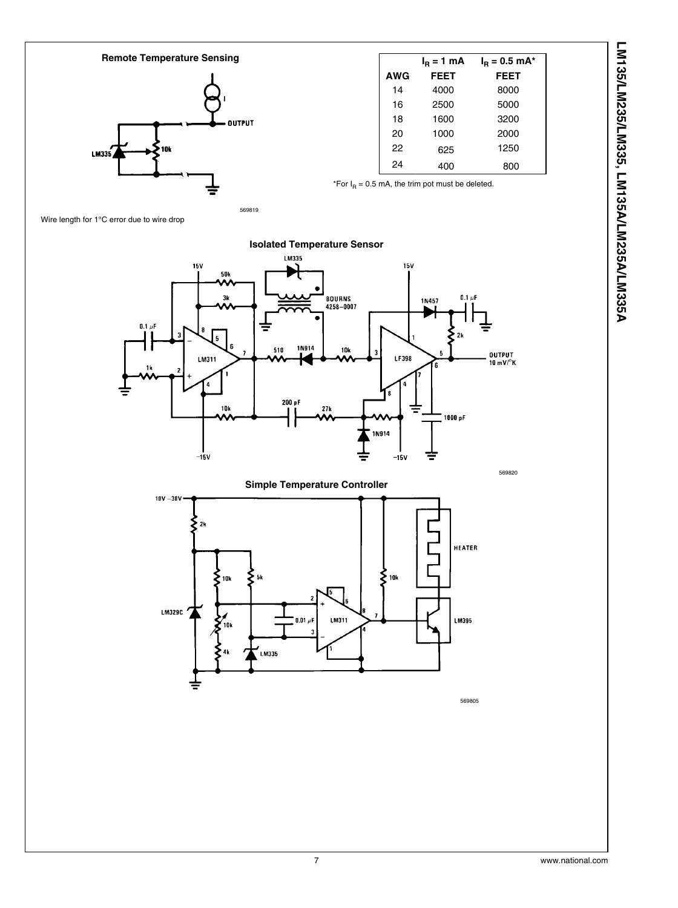**Remote Temperature Sensing**

569819

Wire length for 1°C error due to wire drop

| AWG | $I_R$ = 1 mA FEET | $I_R$ = 0.5 mA* FEET |
|---|---|---|
| 14 | 4000 | 8000 |
| 16 | 2500 | 5000 |
| 18 | 1600 | 3200 |
| 20 | 1000 | 2000 |
| 22 | 625 | 1250 |
| 24 | 400 | 800 |

*For $I_R$ = 0.5 mA, the trim pot must be deleted.

**Isolated Temperature Sensor**

569820

**Simple Temperature Controller**

569805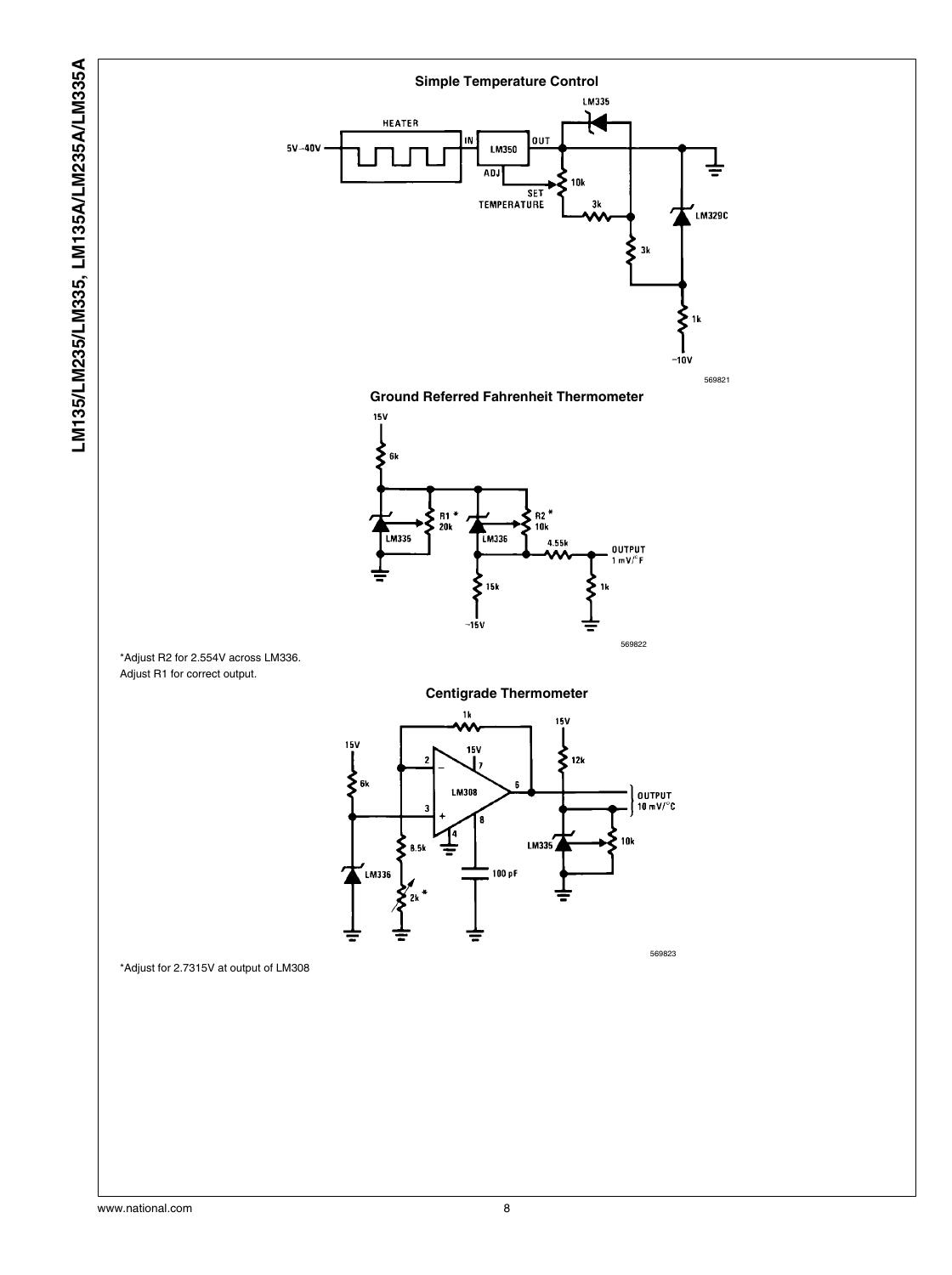**Simple Temperature Control**

569821

**Ground Referred Fahrenheit Thermometer**

569822

*Adjust R2 for 2.554V across LM336.
Adjust R1 for correct output.

**Centigrade Thermometer**

569823

*Adjust for 2.7315V at output of LM308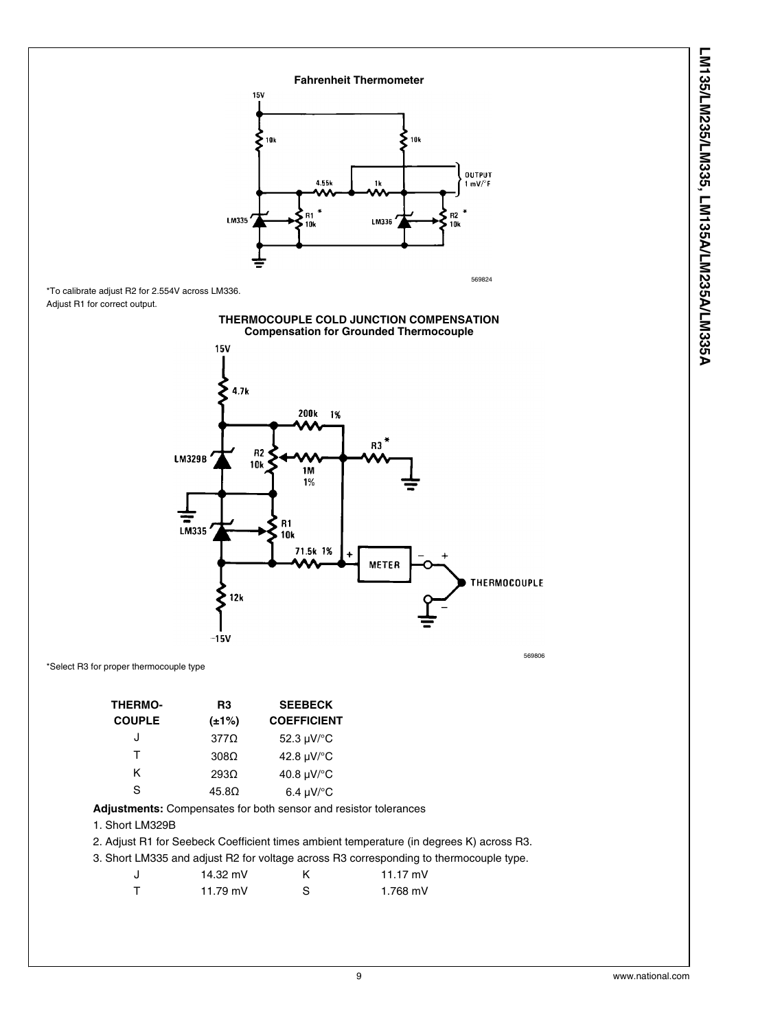**Fahrenheit Thermometer**

*To calibrate adjust R2 for 2.554V across LM336.

Adjust R1 for correct output.

**THERMOCOUPLE COLD JUNCTION COMPENSATION**
**Compensation for Grounded Thermocouple**

*Select R3 for proper thermocouple type

| THERMO-COUPLE | R3 (±1%) | SEEBECK COEFFICIENT |
|---|---|---|
| J | 377Ω | 52.3 μV/°C |
| T | 308Ω | 42.8 μV/°C |
| K | 293Ω | 40.8 μV/°C |
| S | 45.8Ω | 6.4 μV/°C |

**Adjustments:** Compensates for both sensor and resistor tolerances

1. Short LM329B
2. Adjust R1 for Seebeck Coefficient times ambient temperature (in degrees K) across R3.
3. Short LM335 and adjust R2 for voltage across R3 corresponding to thermocouple type.

| | | | |
|---|---|---|---|
| J | 14.32 mV | K | 11.17 mV |
| T | 11.79 mV | S | 1.768 mV |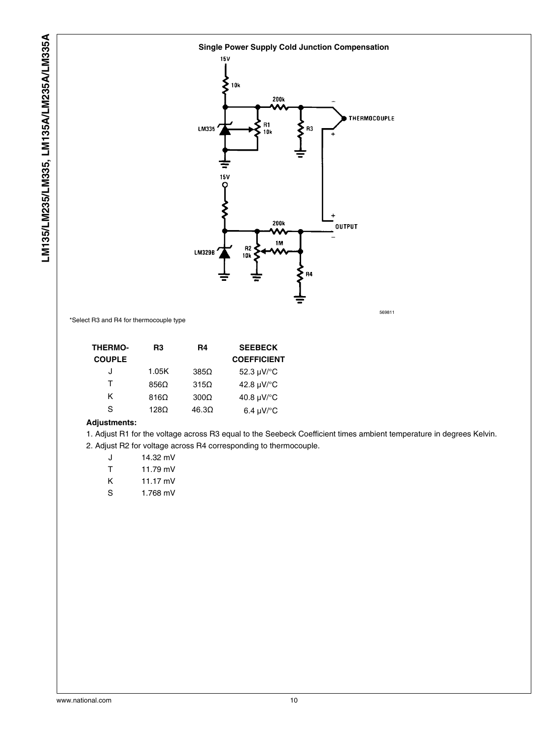**Single Power Supply Cold Junction Compensation**

569811

*Select R3 and R4 for thermocouple type

| THERMO-COUPLE | R3 | R4 | SEEBECK COEFFICIENT |
|---|---|---|---|
| J | 1.05K | 385Ω | 52.3 µV/°C |
| T | 856Ω | 315Ω | 42.8 µV/°C |
| K | 816Ω | 300Ω | 40.8 µV/°C |
| S | 128Ω | 46.3Ω | 6.4 µV/°C |

**Adjustments:**

1. Adjust R1 for the voltage across R3 equal to the Seebeck Coefficient times ambient temperature in degrees Kelvin.
2. Adjust R2 for voltage across R4 corresponding to thermocouple.

| | |
|---|---|
| J | 14.32 mV |
| T | 11.79 mV |
| K | 11.17 mV |
| S | 1.768 mV |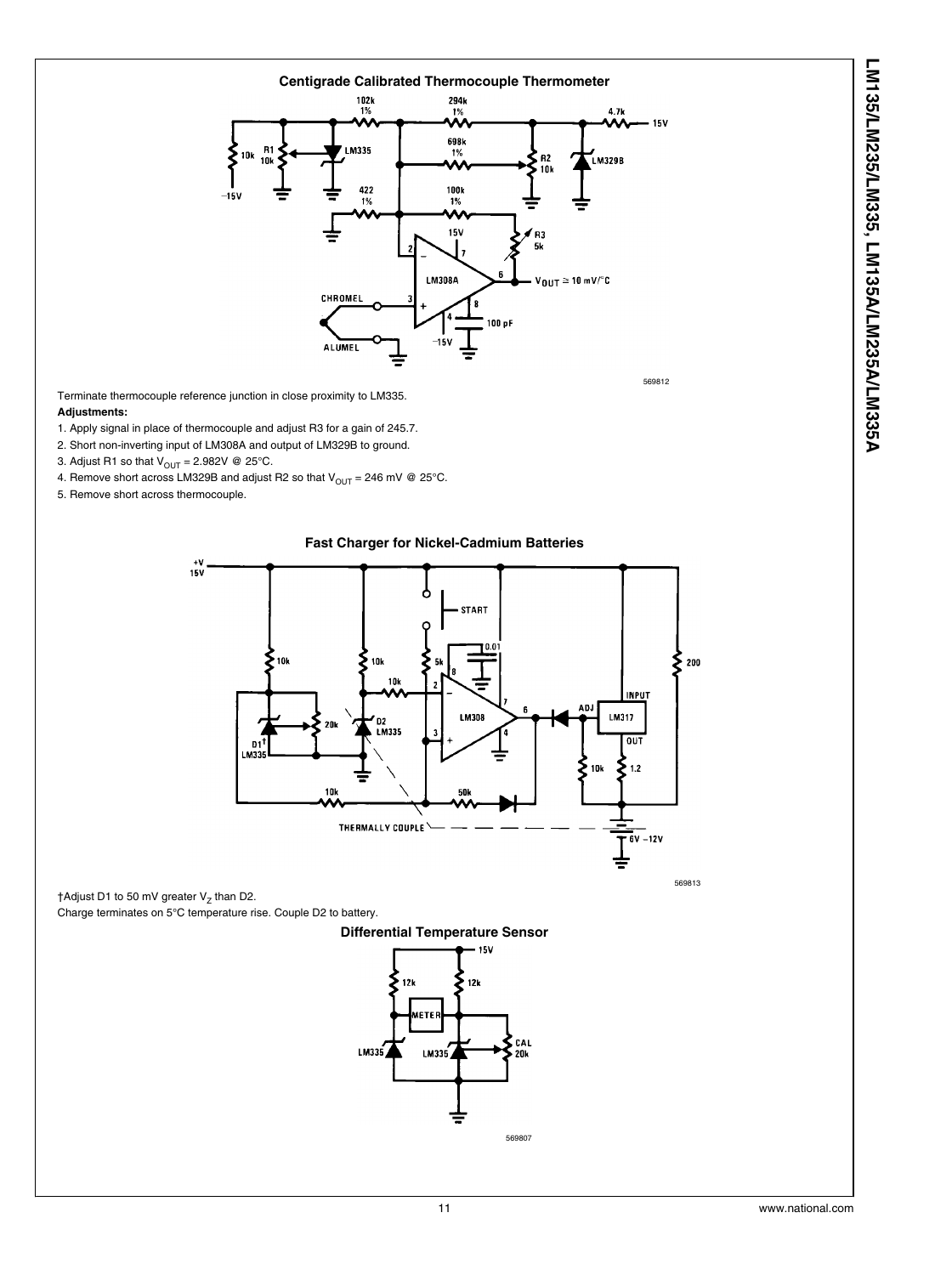### Centigrade Calibrated Thermocouple Thermometer

569812

Terminate thermocouple reference junction in close proximity to LM335.

**Adjustments:**

1. Apply signal in place of thermocouple and adjust R3 for a gain of 245.7.
2. Short non-inverting input of LM308A and output of LM329B to ground.
3. Adjust R1 so that $V_{OUT}$ = 2.982V @ 25°C.
4. Remove short across LM329B and adjust R2 so that $V_{OUT}$ = 246 mV @ 25°C.
5. Remove short across thermocouple.

### Fast Charger for Nickel-Cadmium Batteries

569813

†Adjust D1 to 50 mV greater $V_Z$ than D2.

Charge terminates on 5°C temperature rise. Couple D2 to battery.

### Differential Temperature Sensor

569807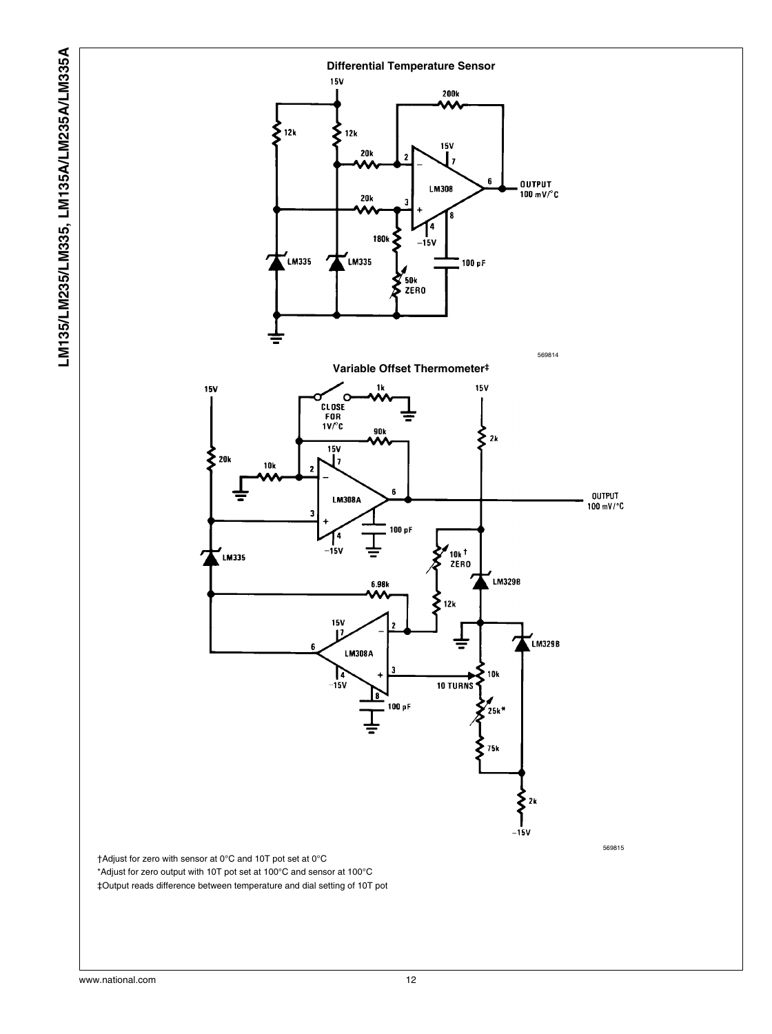**Differential Temperature Sensor**

**Variable Offset Thermometer‡**

†Adjust for zero with sensor at 0°C and 10T pot set at 0°C

*Adjust for zero output with 10T pot set at 100°C and sensor at 100°C

‡Output reads difference between temperature and dial setting of 10T pot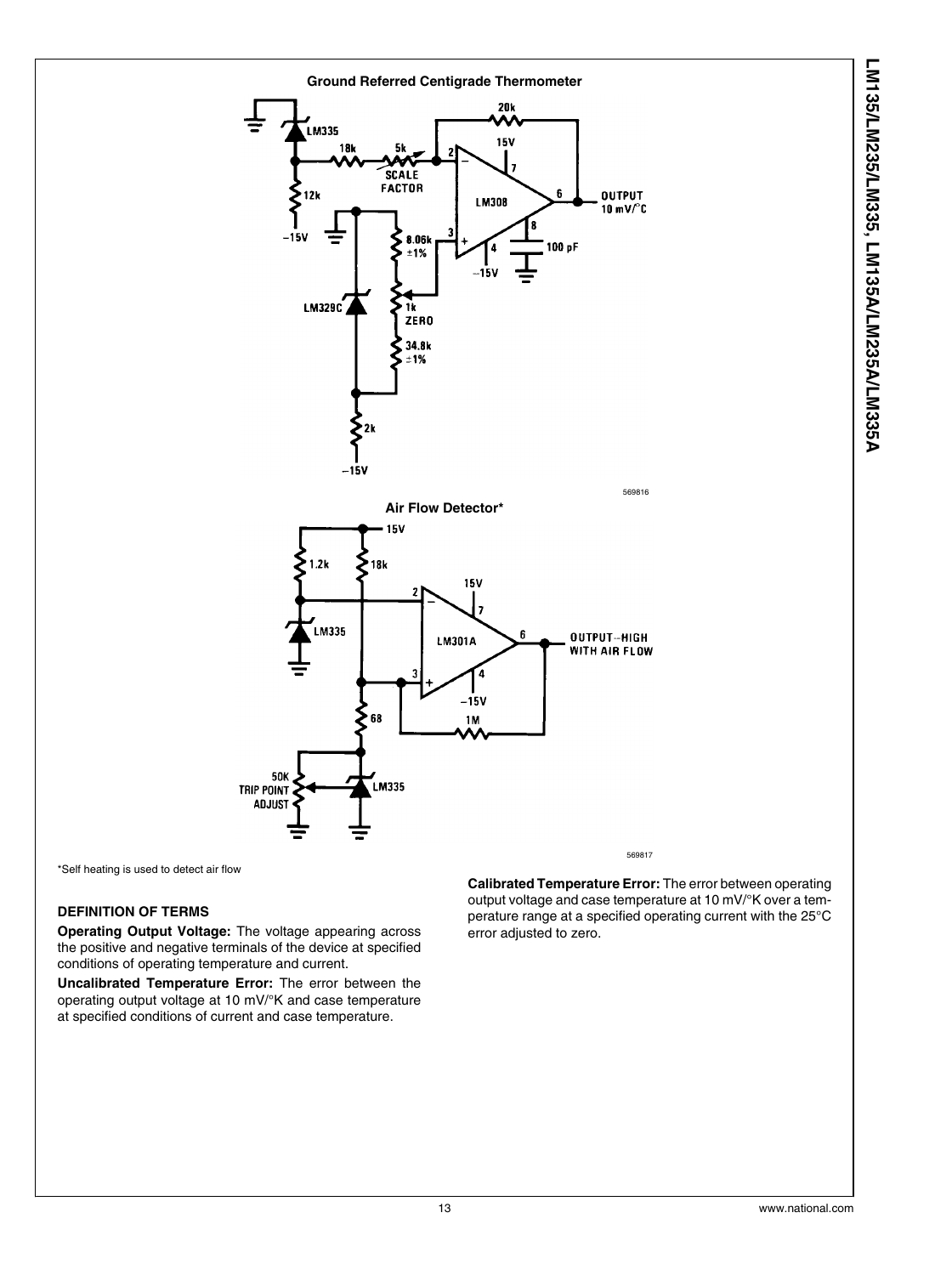**Ground Referred Centigrade Thermometer**

569816

**Air Flow Detector***

569817

*Self heating is used to detect air flow

### DEFINITION OF TERMS

**Operating Output Voltage:** The voltage appearing across the positive and negative terminals of the device at specified conditions of operating temperature and current.

**Uncalibrated Temperature Error:** The error between the operating output voltage at 10 mV/°K and case temperature at specified conditions of current and case temperature.

**Calibrated Temperature Error:** The error between operating output voltage and case temperature at 10 mV/°K over a temperature range at a specified operating current with the 25°C error adjusted to zero.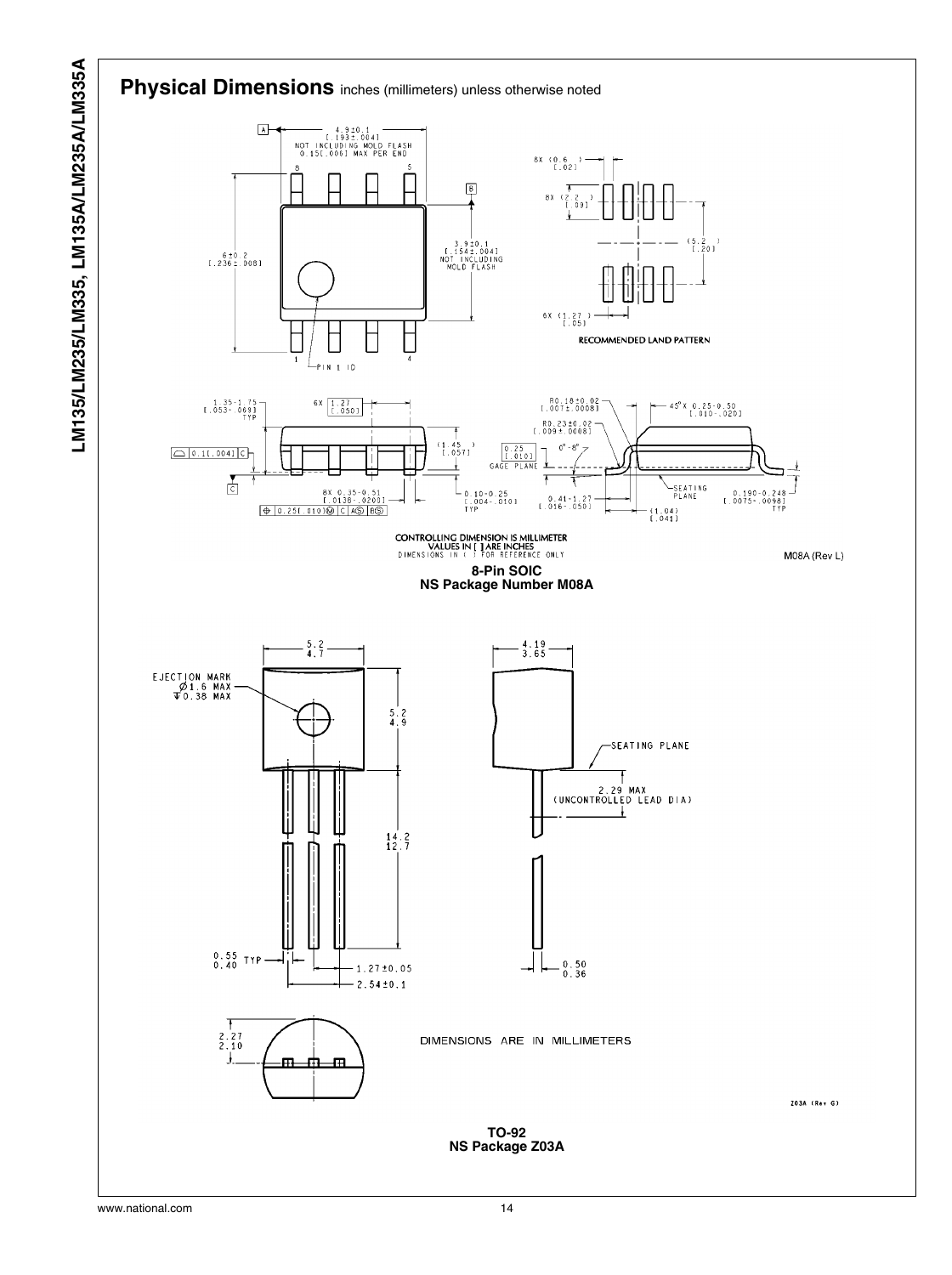## Physical Dimensions inches (millimeters) unless otherwise noted

CONTROLLING DIMENSION IS MILLIMETER
VALUES IN [ ] ARE INCHES
DIMENSIONS IN ( ) FOR REFERENCE ONLY

M08A (Rev L)

**8-Pin SOIC**
**NS Package Number M08A**

DIMENSIONS ARE IN MILLIMETERS

Z03A (Rev G)

**TO-92**
**NS Package Z03A**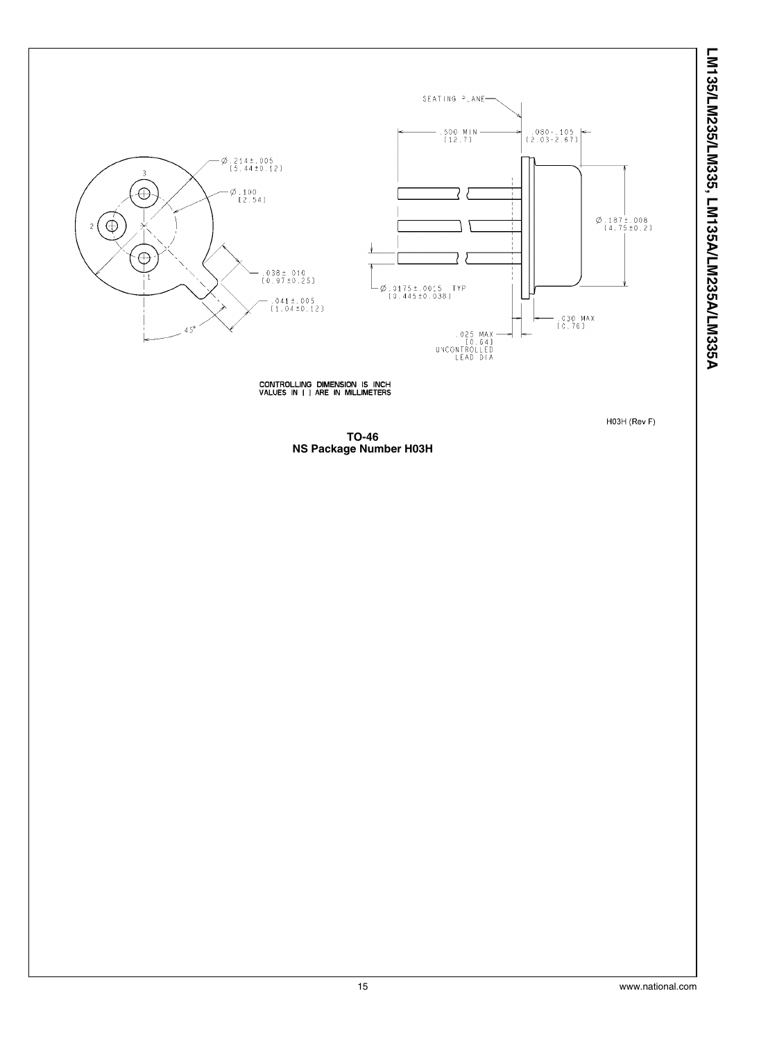CONTROLLING DIMENSION IS INCH
VALUES IN [ ] ARE IN MILLIMETERS

H03H (Rev F)

**TO-46**
**NS Package Number H03H**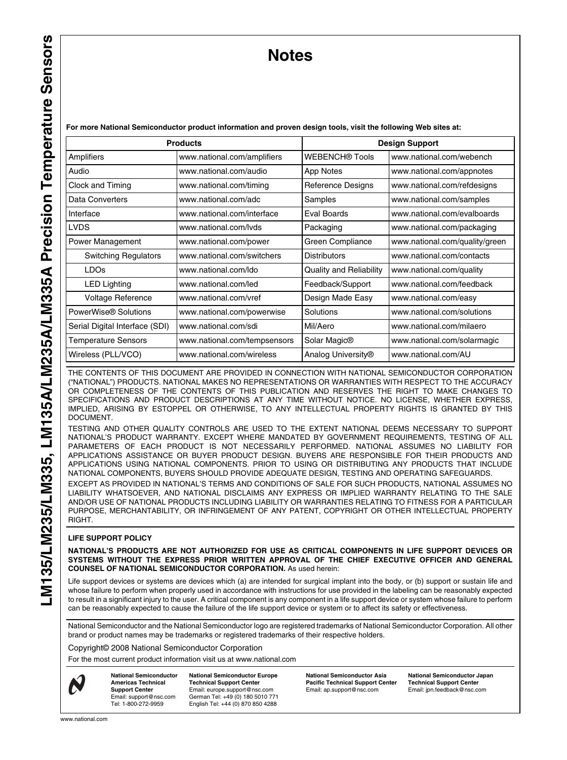# Notes

**For more National Semiconductor product information and proven design tools, visit the following Web sites at:**

| Products | | Design Support | |
|---|---|---|---|
| Amplifiers | www.national.com/amplifiers | WEBENCH® Tools | www.national.com/webench |
| Audio | www.national.com/audio | App Notes | www.national.com/appnotes |
| Clock and Timing | www.national.com/timing | Reference Designs | www.national.com/refdesigns |
| Data Converters | www.national.com/adc | Samples | www.national.com/samples |
| Interface | www.national.com/interface | Eval Boards | www.national.com/evalboards |
| LVDS | www.national.com/lvds | Packaging | www.national.com/packaging |
| Power Management | www.national.com/power | Green Compliance | www.national.com/quality/green |
| Switching Regulators | www.national.com/switchers | Distributors | www.national.com/contacts |
| LDOs | www.national.com/ldo | Quality and Reliability | www.national.com/quality |
| LED Lighting | www.national.com/led | Feedback/Support | www.national.com/feedback |
| Voltage Reference | www.national.com/vref | Design Made Easy | www.national.com/easy |
| PowerWise® Solutions | www.national.com/powerwise | Solutions | www.national.com/solutions |
| Serial Digital Interface (SDI) | www.national.com/sdi | Mil/Aero | www.national.com/milaero |
| Temperature Sensors | www.national.com/tempsensors | Solar Magic® | www.national.com/solarmagic |
| Wireless (PLL/VCO) | www.national.com/wireless | Analog University® | www.national.com/AU |

THE CONTENTS OF THIS DOCUMENT ARE PROVIDED IN CONNECTION WITH NATIONAL SEMICONDUCTOR CORPORATION ("NATIONAL") PRODUCTS. NATIONAL MAKES NO REPRESENTATIONS OR WARRANTIES WITH RESPECT TO THE ACCURACY OR COMPLETENESS OF THE CONTENTS OF THIS PUBLICATION AND RESERVES THE RIGHT TO MAKE CHANGES TO SPECIFICATIONS AND PRODUCT DESCRIPTIONS AT ANY TIME WITHOUT NOTICE. NO LICENSE, WHETHER EXPRESS, IMPLIED, ARISING BY ESTOPPEL OR OTHERWISE, TO ANY INTELLECTUAL PROPERTY RIGHTS IS GRANTED BY THIS DOCUMENT.

TESTING AND OTHER QUALITY CONTROLS ARE USED TO THE EXTENT NATIONAL DEEMS NECESSARY TO SUPPORT NATIONAL'S PRODUCT WARRANTY. EXCEPT WHERE MANDATED BY GOVERNMENT REQUIREMENTS, TESTING OF ALL PARAMETERS OF EACH PRODUCT IS NOT NECESSARILY PERFORMED. NATIONAL ASSUMES NO LIABILITY FOR APPLICATIONS ASSISTANCE OR BUYER PRODUCT DESIGN. BUYERS ARE RESPONSIBLE FOR THEIR PRODUCTS AND APPLICATIONS USING NATIONAL COMPONENTS. PRIOR TO USING OR DISTRIBUTING ANY PRODUCTS THAT INCLUDE NATIONAL COMPONENTS, BUYERS SHOULD PROVIDE ADEQUATE DESIGN, TESTING AND OPERATING SAFEGUARDS.

EXCEPT AS PROVIDED IN NATIONAL'S TERMS AND CONDITIONS OF SALE FOR SUCH PRODUCTS, NATIONAL ASSUMES NO LIABILITY WHATSOEVER, AND NATIONAL DISCLAIMS ANY EXPRESS OR IMPLIED WARRANTY RELATING TO THE SALE AND/OR USE OF NATIONAL PRODUCTS INCLUDING LIABILITY OR WARRANTIES RELATING TO FITNESS FOR A PARTICULAR PURPOSE, MERCHANTABILITY, OR INFRINGEMENT OF ANY PATENT, COPYRIGHT OR OTHER INTELLECTUAL PROPERTY RIGHT.

**LIFE SUPPORT POLICY**

**NATIONAL'S PRODUCTS ARE NOT AUTHORIZED FOR USE AS CRITICAL COMPONENTS IN LIFE SUPPORT DEVICES OR SYSTEMS WITHOUT THE EXPRESS PRIOR WRITTEN APPROVAL OF THE CHIEF EXECUTIVE OFFICER AND GENERAL COUNSEL OF NATIONAL SEMICONDUCTOR CORPORATION.** As used herein:

Life support devices or systems are devices which (a) are intended for surgical implant into the body, or (b) support or sustain life and whose failure to perform when properly used in accordance with instructions for use provided in the labeling can be reasonably expected to result in a significant injury to the user. A critical component is any component in a life support device or system whose failure to perform can be reasonably expected to cause the failure of the life support device or system or to affect its safety or effectiveness.

National Semiconductor and the National Semiconductor logo are registered trademarks of National Semiconductor Corporation. All other brand or product names may be trademarks or registered trademarks of their respective holders.

Copyright© 2008 National Semiconductor Corporation

For the most current product information visit us at www.national.com

**National Semiconductor Americas Technical Support Center**
Email: support@nsc.com
Tel: 1-800-272-9959

**National Semiconductor Europe Technical Support Center**
Email: europe.support@nsc.com
German Tel: +49 (0) 180 5010 771
English Tel: +44 (0) 870 850 4288

**National Semiconductor Asia Pacific Technical Support Center**
Email: ap.support@nsc.com

**National Semiconductor Japan Technical Support Center**
Email: jpn.feedback@nsc.com